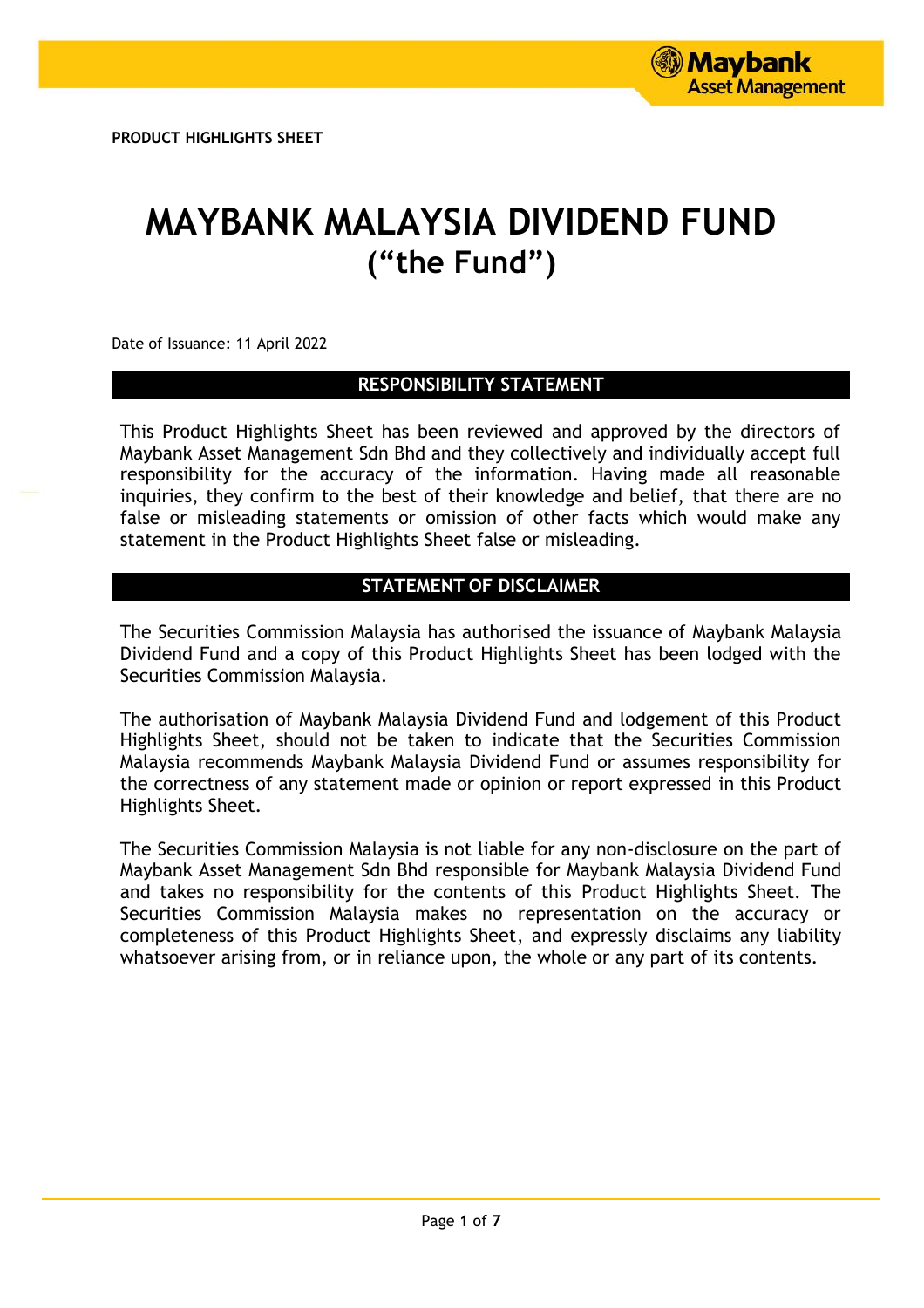PRODUCT HIGHLIGHTS SHEET

# MAYBANK MALAYSIA DIVIDEND FUND
# ("the Fund")

Date of Issuance: 11 April 2022

## RESPONSIBILITY STATEMENT

This Product Highlights Sheet has been reviewed and approved by the directors of Maybank Asset Management Sdn Bhd and they collectively and individually accept full responsibility for the accuracy of the information. Having made all reasonable inquiries, they confirm to the best of their knowledge and belief, that there are no false or misleading statements or omission of other facts which would make any statement in the Product Highlights Sheet false or misleading.

## STATEMENT OF DISCLAIMER

The Securities Commission Malaysia has authorised the issuance of Maybank Malaysia Dividend Fund and a copy of this Product Highlights Sheet has been lodged with the Securities Commission Malaysia.

The authorisation of Maybank Malaysia Dividend Fund and lodgement of this Product Highlights Sheet, should not be taken to indicate that the Securities Commission Malaysia recommends Maybank Malaysia Dividend Fund or assumes responsibility for the correctness of any statement made or opinion or report expressed in this Product Highlights Sheet.

The Securities Commission Malaysia is not liable for any non-disclosure on the part of Maybank Asset Management Sdn Bhd responsible for Maybank Malaysia Dividend Fund and takes no responsibility for the contents of this Product Highlights Sheet. The Securities Commission Malaysia makes no representation on the accuracy or completeness of this Product Highlights Sheet, and expressly disclaims any liability whatsoever arising from, or in reliance upon, the whole or any part of its contents.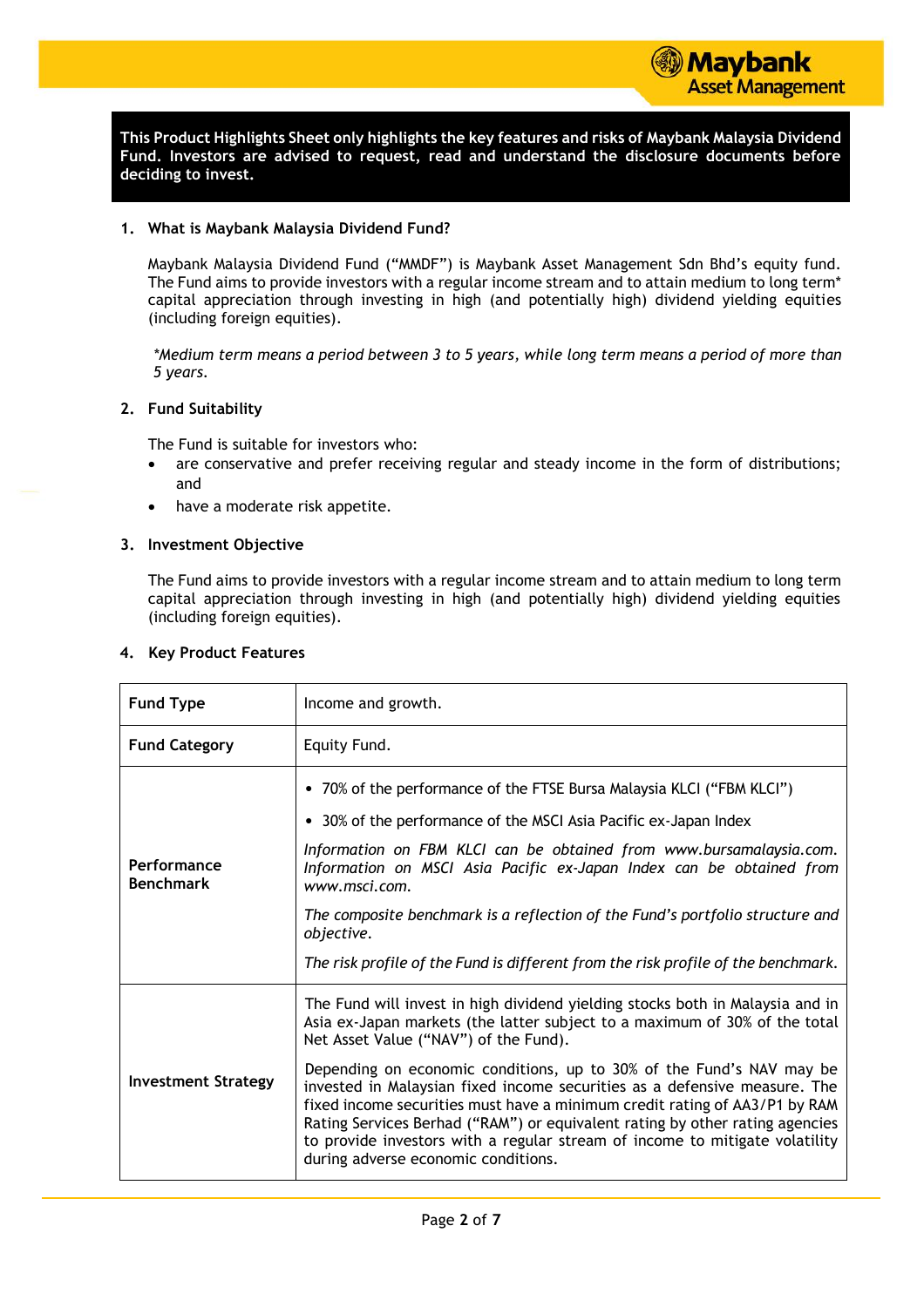**This Product Highlights Sheet only highlights the key features and risks of Maybank Malaysia Dividend Fund. Investors are advised to request, read and understand the disclosure documents before deciding to invest.**

## 1. What is Maybank Malaysia Dividend Fund?

Maybank Malaysia Dividend Fund ("MMDF") is Maybank Asset Management Sdn Bhd's equity fund. The Fund aims to provide investors with a regular income stream and to attain medium to long term* capital appreciation through investing in high (and potentially high) dividend yielding equities (including foreign equities).

*\*Medium term means a period between 3 to 5 years, while long term means a period of more than 5 years.*

## 2. Fund Suitability

The Fund is suitable for investors who:

- are conservative and prefer receiving regular and steady income in the form of distributions; and
- have a moderate risk appetite.

## 3. Investment Objective

The Fund aims to provide investors with a regular income stream and to attain medium to long term capital appreciation through investing in high (and potentially high) dividend yielding equities (including foreign equities).

## 4. Key Product Features

| | |
|---|---|
| **Fund Type** | Income and growth. |
| **Fund Category** | Equity Fund. |
| **Performance Benchmark** | • 70% of the performance of the FTSE Bursa Malaysia KLCI ("FBM KLCI")<br>• 30% of the performance of the MSCI Asia Pacific ex-Japan Index<br>*Information on FBM KLCI can be obtained from www.bursamalaysia.com. Information on MSCI Asia Pacific ex-Japan Index can be obtained from www.msci.com.*<br>*The composite benchmark is a reflection of the Fund's portfolio structure and objective.*<br>*The risk profile of the Fund is different from the risk profile of the benchmark.* |
| **Investment Strategy** | The Fund will invest in high dividend yielding stocks both in Malaysia and in Asia ex-Japan markets (the latter subject to a maximum of 30% of the total Net Asset Value ("NAV") of the Fund).<br>Depending on economic conditions, up to 30% of the Fund's NAV may be invested in Malaysian fixed income securities as a defensive measure. The fixed income securities must have a minimum credit rating of AA3/P1 by RAM Rating Services Berhad ("RAM") or equivalent rating by other rating agencies to provide investors with a regular stream of income to mitigate volatility during adverse economic conditions. |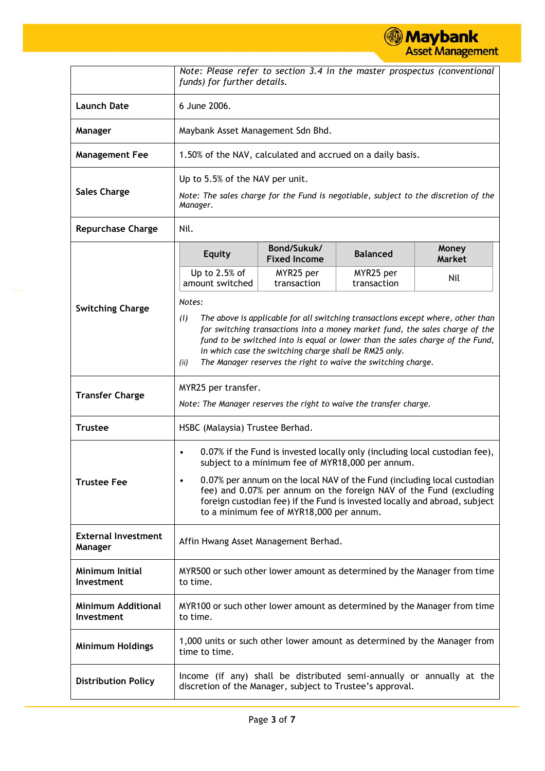| | |
|---|---|
| | *Note: Please refer to section 3.4 in the master prospectus (conventional funds) for further details.* |
| **Launch Date** | 6 June 2006. |
| **Manager** | Maybank Asset Management Sdn Bhd. |
| **Management Fee** | 1.50% of the NAV, calculated and accrued on a daily basis. |
| **Sales Charge** | Up to 5.5% of the NAV per unit.<br>*Note: The sales charge for the Fund is negotiable, subject to the discretion of the Manager.* |
| **Repurchase Charge** | Nil. |
| **Switching Charge** | **Equity**: Up to 2.5% of amount switched; **Bond/Sukuk/ Fixed Income**: MYR25 per transaction; **Balanced**: MYR25 per transaction; **Money Market**: Nil<br>*Notes:*<br>*(i) The above is applicable for all switching transactions except where, other than for switching transactions into a money market fund, the sales charge of the fund to be switched into is equal or lower than the sales charge of the Fund, in which case the switching charge shall be RM25 only.*<br>*(ii) The Manager reserves the right to waive the switching charge.* |
| **Transfer Charge** | MYR25 per transfer.<br>*Note: The Manager reserves the right to waive the transfer charge.* |
| **Trustee** | HSBC (Malaysia) Trustee Berhad. |
| **Trustee Fee** | • 0.07% if the Fund is invested locally only (including local custodian fee), subject to a minimum fee of MYR18,000 per annum.<br>• 0.07% per annum on the local NAV of the Fund (including local custodian fee) and 0.07% per annum on the foreign NAV of the Fund (excluding foreign custodian fee) if the Fund is invested locally and abroad, subject to a minimum fee of MYR18,000 per annum. |
| **External Investment Manager** | Affin Hwang Asset Management Berhad. |
| **Minimum Initial Investment** | MYR500 or such other lower amount as determined by the Manager from time to time. |
| **Minimum Additional Investment** | MYR100 or such other lower amount as determined by the Manager from time to time. |
| **Minimum Holdings** | 1,000 units or such other lower amount as determined by the Manager from time to time. |
| **Distribution Policy** | Income (if any) shall be distributed semi-annually or annually at the discretion of the Manager, subject to Trustee's approval. |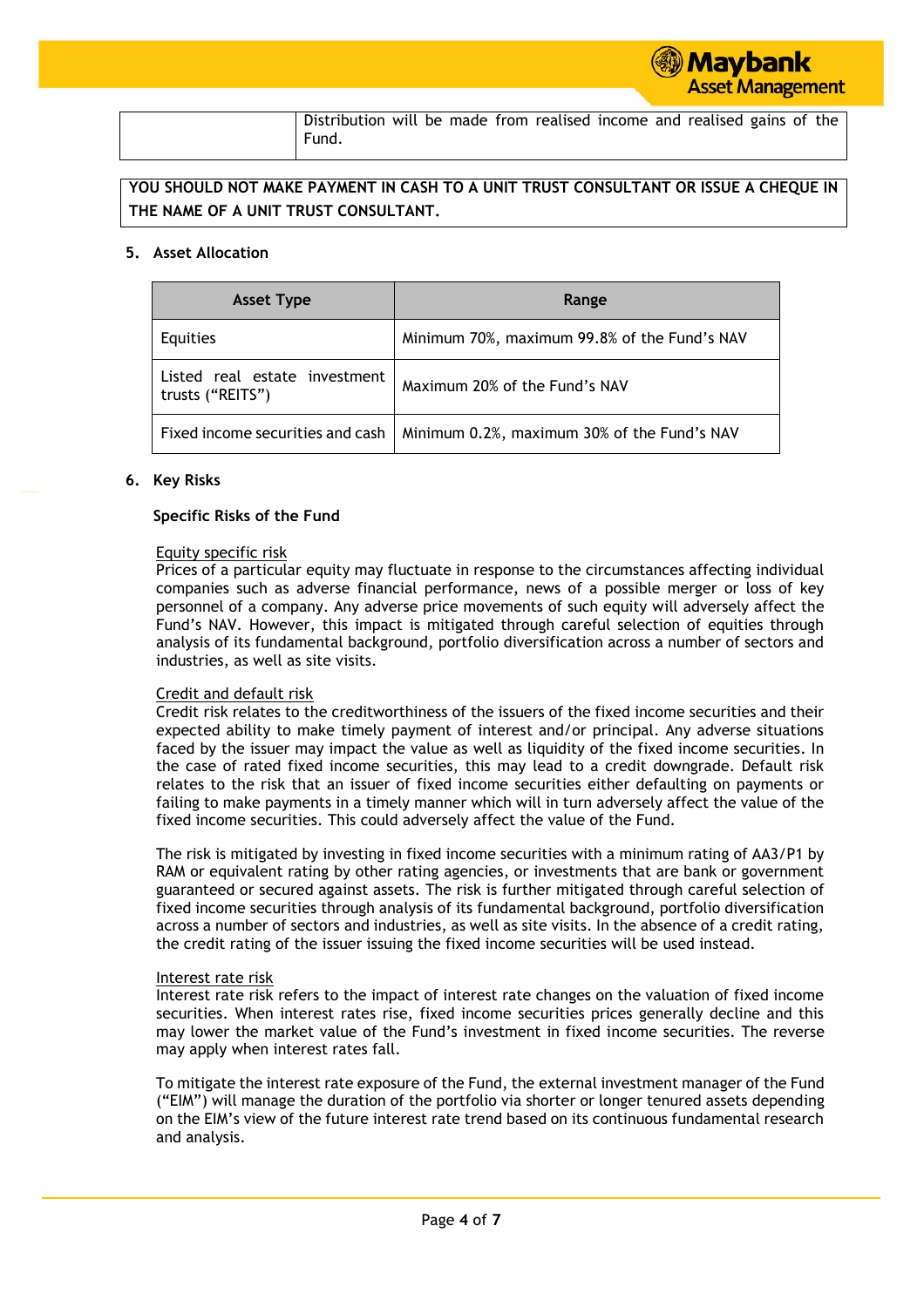| | Distribution will be made from realised income and realised gains of the Fund. |
|---|---|

**YOU SHOULD NOT MAKE PAYMENT IN CASH TO A UNIT TRUST CONSULTANT OR ISSUE A CHEQUE IN THE NAME OF A UNIT TRUST CONSULTANT.**

## 5. Asset Allocation

| Asset Type | Range |
|---|---|
| Equities | Minimum 70%, maximum 99.8% of the Fund's NAV |
| Listed real estate investment trusts ("REITS") | Maximum 20% of the Fund's NAV |
| Fixed income securities and cash | Minimum 0.2%, maximum 30% of the Fund's NAV |

## 6. Key Risks

### Specific Risks of the Fund

Equity specific risk

Prices of a particular equity may fluctuate in response to the circumstances affecting individual companies such as adverse financial performance, news of a possible merger or loss of key personnel of a company. Any adverse price movements of such equity will adversely affect the Fund's NAV. However, this impact is mitigated through careful selection of equities through analysis of its fundamental background, portfolio diversification across a number of sectors and industries, as well as site visits.

Credit and default risk

Credit risk relates to the creditworthiness of the issuers of the fixed income securities and their expected ability to make timely payment of interest and/or principal. Any adverse situations faced by the issuer may impact the value as well as liquidity of the fixed income securities. In the case of rated fixed income securities, this may lead to a credit downgrade. Default risk relates to the risk that an issuer of fixed income securities either defaulting on payments or failing to make payments in a timely manner which will in turn adversely affect the value of the fixed income securities. This could adversely affect the value of the Fund.

The risk is mitigated by investing in fixed income securities with a minimum rating of AA3/P1 by RAM or equivalent rating by other rating agencies, or investments that are bank or government guaranteed or secured against assets. The risk is further mitigated through careful selection of fixed income securities through analysis of its fundamental background, portfolio diversification across a number of sectors and industries, as well as site visits. In the absence of a credit rating, the credit rating of the issuer issuing the fixed income securities will be used instead.

Interest rate risk

Interest rate risk refers to the impact of interest rate changes on the valuation of fixed income securities. When interest rates rise, fixed income securities prices generally decline and this may lower the market value of the Fund's investment in fixed income securities. The reverse may apply when interest rates fall.

To mitigate the interest rate exposure of the Fund, the external investment manager of the Fund ("EIM") will manage the duration of the portfolio via shorter or longer tenured assets depending on the EIM's view of the future interest rate trend based on its continuous fundamental research and analysis.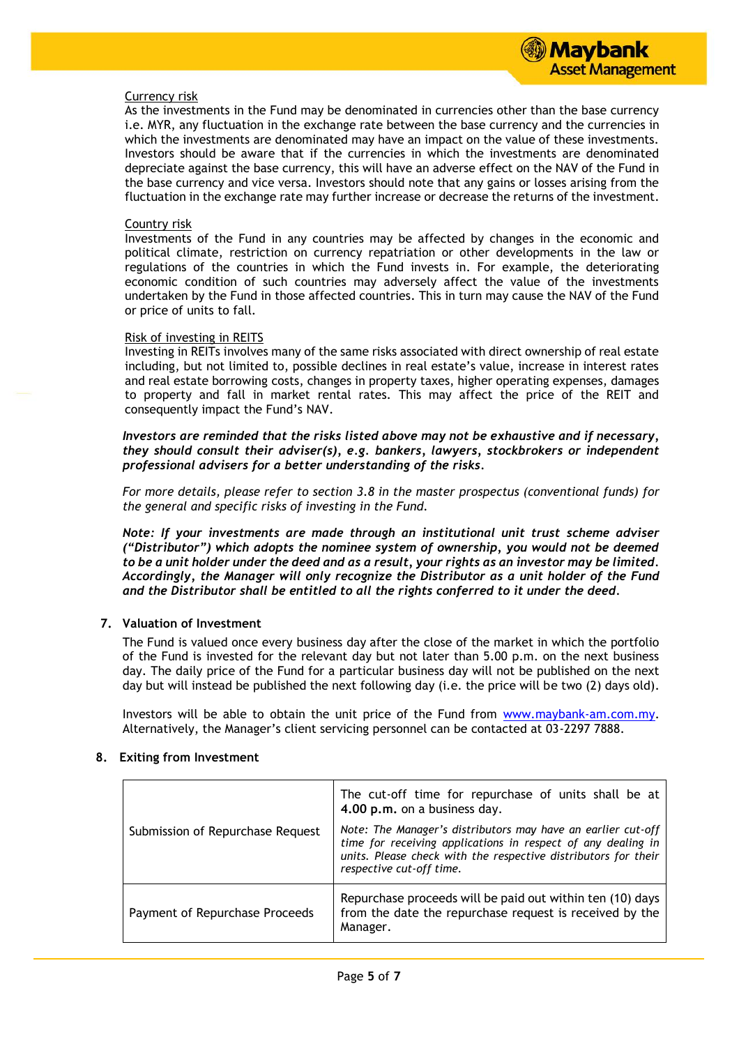<u>Currency risk</u>

As the investments in the Fund may be denominated in currencies other than the base currency i.e. MYR, any fluctuation in the exchange rate between the base currency and the currencies in which the investments are denominated may have an impact on the value of these investments. Investors should be aware that if the currencies in which the investments are denominated depreciate against the base currency, this will have an adverse effect on the NAV of the Fund in the base currency and vice versa. Investors should note that any gains or losses arising from the fluctuation in the exchange rate may further increase or decrease the returns of the investment.

<u>Country risk</u>

Investments of the Fund in any countries may be affected by changes in the economic and political climate, restriction on currency repatriation or other developments in the law or regulations of the countries in which the Fund invests in. For example, the deteriorating economic condition of such countries may adversely affect the value of the investments undertaken by the Fund in those affected countries. This in turn may cause the NAV of the Fund or price of units to fall.

<u>Risk of investing in REITS</u>

Investing in REITs involves many of the same risks associated with direct ownership of real estate including, but not limited to, possible declines in real estate's value, increase in interest rates and real estate borrowing costs, changes in property taxes, higher operating expenses, damages to property and fall in market rental rates. This may affect the price of the REIT and consequently impact the Fund's NAV.

***Investors are reminded that the risks listed above may not be exhaustive and if necessary, they should consult their adviser(s), e.g. bankers, lawyers, stockbrokers or independent professional advisers for a better understanding of the risks.***

*For more details, please refer to section 3.8 in the master prospectus (conventional funds) for the general and specific risks of investing in the Fund.*

***Note: If your investments are made through an institutional unit trust scheme adviser ("Distributor") which adopts the nominee system of ownership, you would not be deemed to be a unit holder under the deed and as a result, your rights as an investor may be limited. Accordingly, the Manager will only recognize the Distributor as a unit holder of the Fund and the Distributor shall be entitled to all the rights conferred to it under the deed.***

## 7. Valuation of Investment

The Fund is valued once every business day after the close of the market in which the portfolio of the Fund is invested for the relevant day but not later than 5.00 p.m. on the next business day. The daily price of the Fund for a particular business day will not be published on the next day but will instead be published the next following day (i.e. the price will be two (2) days old).

Investors will be able to obtain the unit price of the Fund from www.maybank-am.com.my. Alternatively, the Manager's client servicing personnel can be contacted at 03-2297 7888.

## 8. Exiting from Investment

| | |
|---|---|
| Submission of Repurchase Request | The cut-off time for repurchase of units shall be at **4.00 p.m.** on a business day.<br><br>*Note: The Manager's distributors may have an earlier cut-off time for receiving applications in respect of any dealing in units. Please check with the respective distributors for their respective cut-off time.* |
| Payment of Repurchase Proceeds | Repurchase proceeds will be paid out within ten (10) days from the date the repurchase request is received by the Manager. |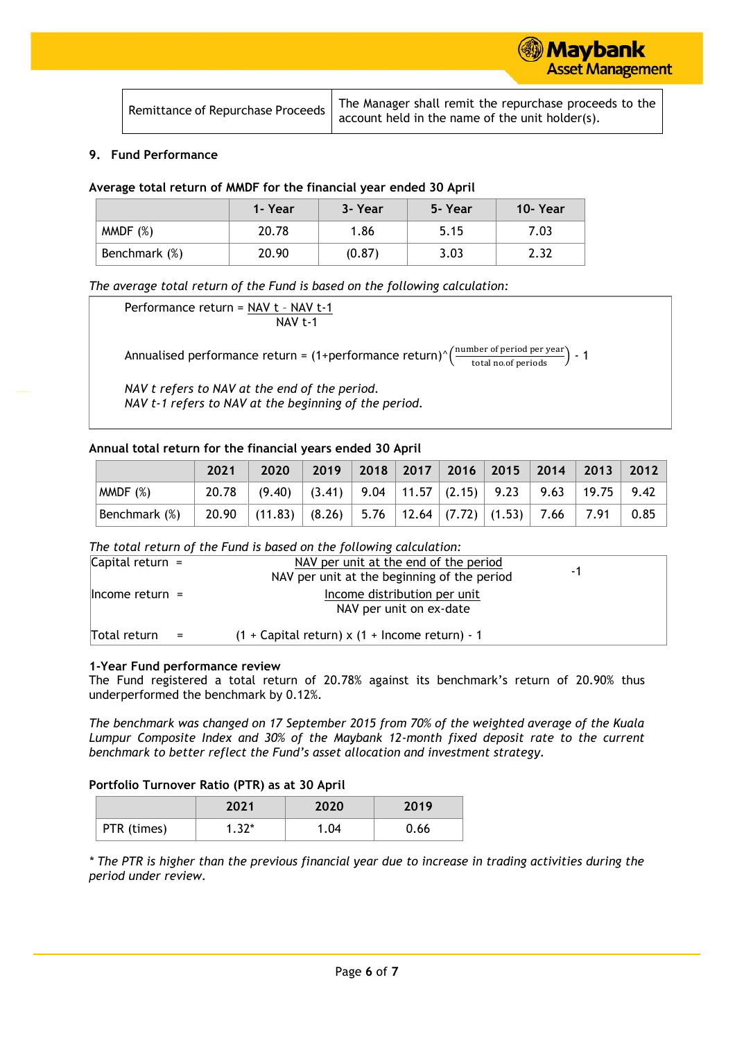| Remittance of Repurchase Proceeds | The Manager shall remit the repurchase proceeds to the account held in the name of the unit holder(s). |
|---|---|

## 9. Fund Performance

**Average total return of MMDF for the financial year ended 30 April**

| | 1- Year | 3- Year | 5- Year | 10- Year |
|---|---|---|---|---|
| MMDF (%) | 20.78 | 1.86 | 5.15 | 7.03 |
| Benchmark (%) | 20.90 | (0.87) | 3.03 | 2.32 |

*The average total return of the Fund is based on the following calculation:*

$$\text{Performance return} = \frac{\text{NAV t} - \text{NAV t-1}}{\text{NAV t-1}}$$

$$\text{Annualised performance return} = (1+\text{performance return})^{\wedge}\left(\frac{\text{number of period per year}}{\text{total no.of periods}}\right) - 1$$

*NAV t refers to NAV at the end of the period.*
*NAV t-1 refers to NAV at the beginning of the period.*

**Annual total return for the financial years ended 30 April**

| | 2021 | 2020 | 2019 | 2018 | 2017 | 2016 | 2015 | 2014 | 2013 | 2012 |
|---|---|---|---|---|---|---|---|---|---|---|
| MMDF (%) | 20.78 | (9.40) | (3.41) | 9.04 | 11.57 | (2.15) | 9.23 | 9.63 | 19.75 | 9.42 |
| Benchmark (%) | 20.90 | (11.83) | (8.26) | 5.76 | 12.64 | (7.72) | (1.53) | 7.66 | 7.91 | 0.85 |

*The total return of the Fund is based on the following calculation:*

$$\text{Capital return} = \frac{\text{NAV per unit at the end of the period}}{\text{NAV per unit at the beginning of the period}} - 1$$

$$\text{Income return} = \frac{\text{Income distribution per unit}}{\text{NAV per unit on ex-date}}$$

$$\text{Total return} = (1 + \text{Capital return}) \times (1 + \text{Income return}) - 1$$

**1-Year Fund performance review**

The Fund registered a total return of 20.78% against its benchmark's return of 20.90% thus underperformed the benchmark by 0.12%.

*The benchmark was changed on 17 September 2015 from 70% of the weighted average of the Kuala Lumpur Composite Index and 30% of the Maybank 12-month fixed deposit rate to the current benchmark to better reflect the Fund's asset allocation and investment strategy.*

**Portfolio Turnover Ratio (PTR) as at 30 April**

| | 2021 | 2020 | 2019 |
|---|---|---|---|
| PTR (times) | 1.32* | 1.04 | 0.66 |

*\* The PTR is higher than the previous financial year due to increase in trading activities during the period under review.*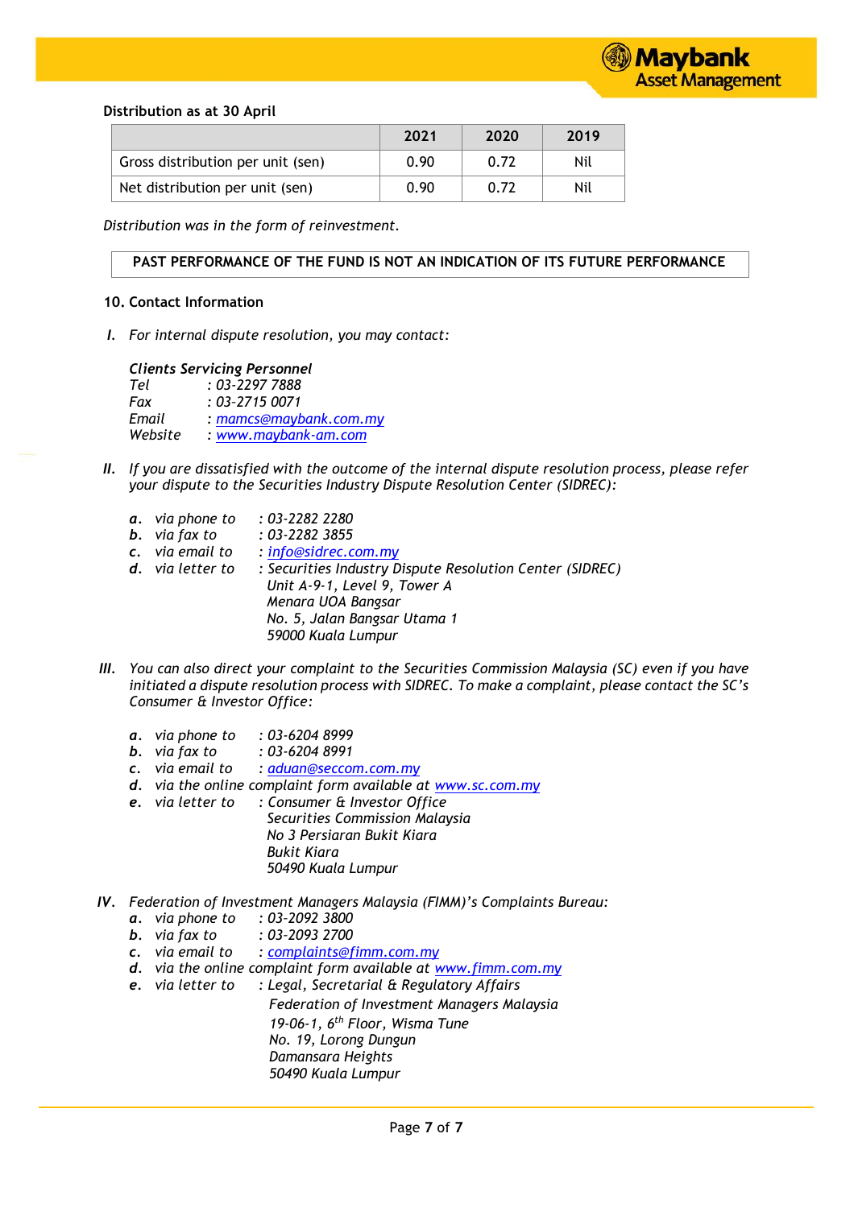**Distribution as at 30 April**

| | 2021 | 2020 | 2019 |
|---|---|---|---|
| Gross distribution per unit (sen) | 0.90 | 0.72 | Nil |
| Net distribution per unit (sen) | 0.90 | 0.72 | Nil |

*Distribution was in the form of reinvestment.*

**PAST PERFORMANCE OF THE FUND IS NOT AN INDICATION OF ITS FUTURE PERFORMANCE**

## 10. Contact Information

*I. For internal dispute resolution, you may contact:*

***Clients Servicing Personnel***
*Tel : 03-2297 7888*
*Fax : 03-2715 0071*
*Email : mamcs@maybank.com.my*
*Website : www.maybank-am.com*

*II. If you are dissatisfied with the outcome of the internal dispute resolution process, please refer your dispute to the Securities Industry Dispute Resolution Center (SIDREC):*

*a. via phone to : 03-2282 2280*
*b. via fax to : 03-2282 3855*
*c. via email to : info@sidrec.com.my*
*d. via letter to : Securities Industry Dispute Resolution Center (SIDREC)*
*Unit A-9-1, Level 9, Tower A*
*Menara UOA Bangsar*
*No. 5, Jalan Bangsar Utama 1*
*59000 Kuala Lumpur*

*III. You can also direct your complaint to the Securities Commission Malaysia (SC) even if you have initiated a dispute resolution process with SIDREC. To make a complaint, please contact the SC's Consumer & Investor Office:*

*a. via phone to : 03-6204 8999*
*b. via fax to : 03-6204 8991*
*c. via email to : aduan@seccom.com.my*
*d. via the online complaint form available at www.sc.com.my*
*e. via letter to : Consumer & Investor Office*
*Securities Commission Malaysia*
*No 3 Persiaran Bukit Kiara*
*Bukit Kiara*
*50490 Kuala Lumpur*

*IV. Federation of Investment Managers Malaysia (FIMM)'s Complaints Bureau:*

*a. via phone to : 03-2092 3800*
*b. via fax to : 03-2093 2700*
*c. via email to : complaints@fimm.com.my*
*d. via the online complaint form available at www.fimm.com.my*
*e. via letter to : Legal, Secretarial & Regulatory Affairs*
*Federation of Investment Managers Malaysia*
*19-06-1, 6th Floor, Wisma Tune*
*No. 19, Lorong Dungun*
*Damansara Heights*
*50490 Kuala Lumpur*